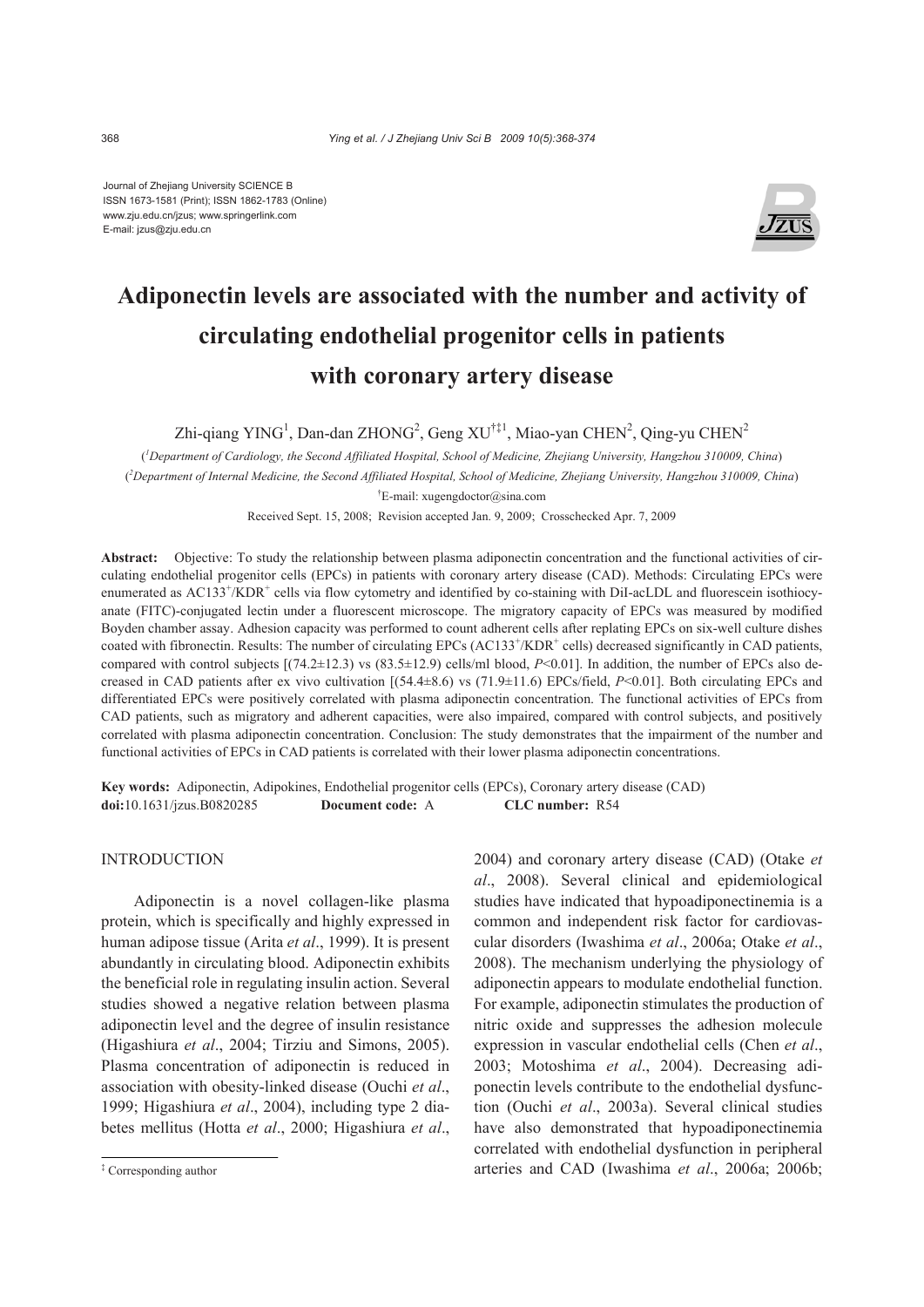Journal of Zhejiang University SCIENCE B
ISSN 1673-1581 (Print); ISSN 1862-1783 (Online)
www.zju.edu.cn/jzus; www.springerlink.com
E-mail: jzus@zju.edu.cn

# Adiponectin levels are associated with the number and activity of circulating endothelial progenitor cells in patients with coronary artery disease

Zhi-qiang YING[1], Dan-dan ZHONG[2], Geng XU[†‡1], Miao-yan CHEN[2], Qing-yu CHEN[2]

([1]*Department of Cardiology, the Second Affiliated Hospital, School of Medicine, Zhejiang University, Hangzhou 310009, China*)

([2]*Department of Internal Medicine, the Second Affiliated Hospital, School of Medicine, Zhejiang University, Hangzhou 310009, China*)

[†]E-mail: xugengdoctor@sina.com

Received Sept. 15, 2008; Revision accepted Jan. 9, 2009; Crosschecked Apr. 7, 2009

**Abstract:** Objective: To study the relationship between plasma adiponectin concentration and the functional activities of circulating endothelial progenitor cells (EPCs) in patients with coronary artery disease (CAD). Methods: Circulating EPCs were enumerated as $AC133^+/KDR^+$ cells via flow cytometry and identified by co-staining with DiI-acLDL and fluorescein isothiocyanate (FITC)-conjugated lectin under a fluorescent microscope. The migratory capacity of EPCs was measured by modified Boyden chamber assay. Adhesion capacity was performed to count adherent cells after replating EPCs on six-well culture dishes coated with fibronectin. Results: The number of circulating EPCs ($AC133^+/KDR^+$ cells) decreased significantly in CAD patients, compared with control subjects [(74.2±12.3) vs (83.5±12.9) cells/ml blood, $P$<0.01]. In addition, the number of EPCs also decreased in CAD patients after ex vivo cultivation [(54.4±8.6) vs (71.9±11.6) EPCs/field, $P$<0.01]. Both circulating EPCs and differentiated EPCs were positively correlated with plasma adiponectin concentration. The functional activities of EPCs from CAD patients, such as migratory and adherent capacities, were also impaired, compared with control subjects, and positively correlated with plasma adiponectin concentration. Conclusion: The study demonstrates that the impairment of the number and functional activities of EPCs in CAD patients is correlated with their lower plasma adiponectin concentrations.

**Key words:** Adiponectin, Adipokines, Endothelial progenitor cells (EPCs), Coronary artery disease (CAD)
**doi:**10.1631/jzus.B0820285 **Document code:** A **CLC number:** R54

## INTRODUCTION

Adiponectin is a novel collagen-like plasma protein, which is specifically and highly expressed in human adipose tissue (Arita *et al*., 1999). It is present abundantly in circulating blood. Adiponectin exhibits the beneficial role in regulating insulin action. Several studies showed a negative relation between plasma adiponectin level and the degree of insulin resistance (Higashiura *et al*., 2004; Tirziu and Simons, 2005). Plasma concentration of adiponectin is reduced in association with obesity-linked disease (Ouchi *et al*., 1999; Higashiura *et al*., 2004), including type 2 diabetes mellitus (Hotta *et al*., 2000; Higashiura *et al*., 2004) and coronary artery disease (CAD) (Otake *et al*., 2008). Several clinical and epidemiological studies have indicated that hypoadiponectinemia is a common and independent risk factor for cardiovascular disorders (Iwashima *et al*., 2006a; Otake *et al*., 2008). The mechanism underlying the physiology of adiponectin appears to modulate endothelial function. For example, adiponectin stimulates the production of nitric oxide and suppresses the adhesion molecule expression in vascular endothelial cells (Chen *et al*., 2003; Motoshima *et al*., 2004). Decreasing adiponectin levels contribute to the endothelial dysfunction (Ouchi *et al*., 2003a). Several clinical studies have also demonstrated that hypoadiponectinemia correlated with endothelial dysfunction in peripheral arteries and CAD (Iwashima *et al*., 2006a; 2006b;

[‡] Corresponding author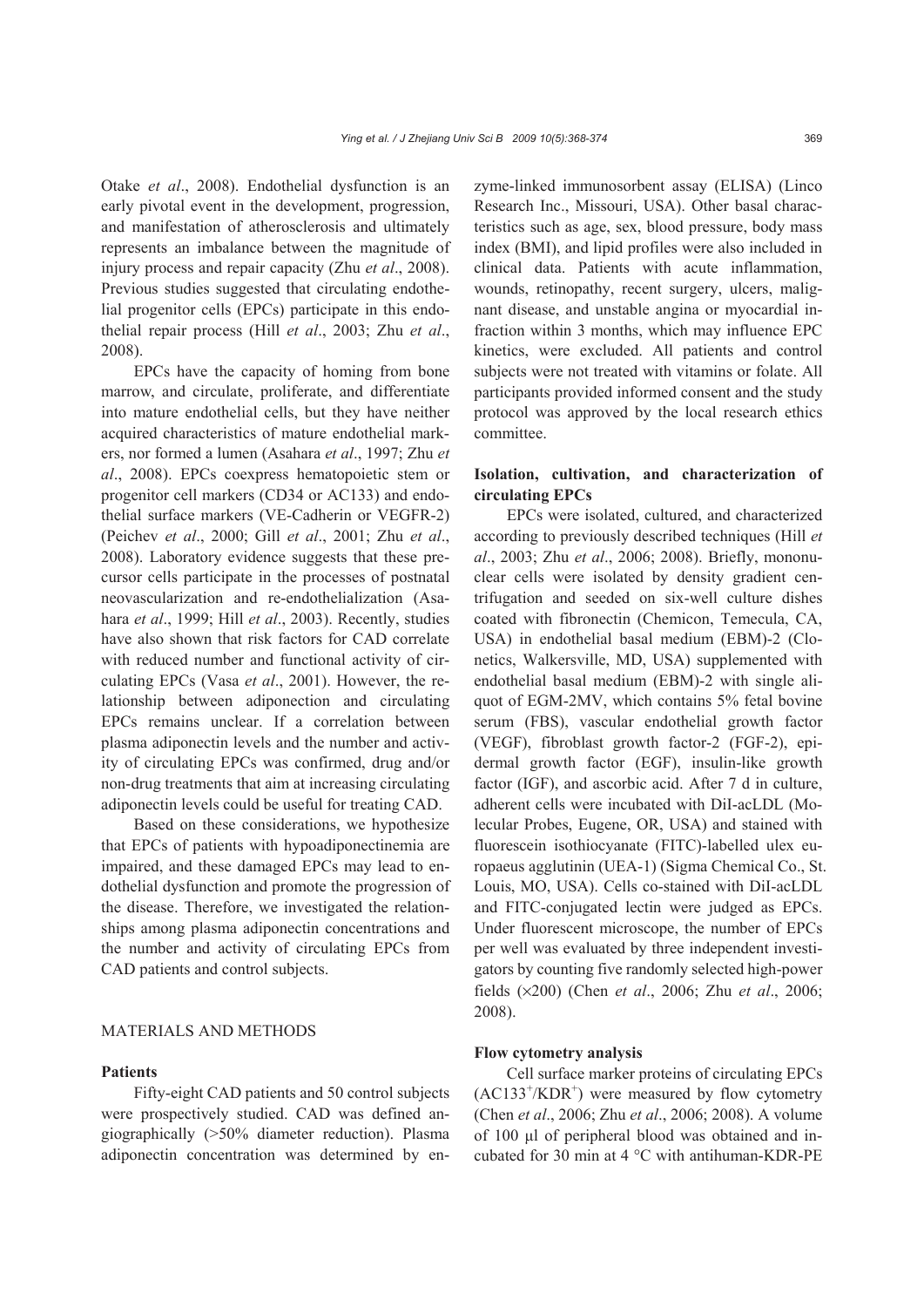Otake *et al*., 2008). Endothelial dysfunction is an early pivotal event in the development, progression, and manifestation of atherosclerosis and ultimately represents an imbalance between the magnitude of injury process and repair capacity (Zhu *et al*., 2008). Previous studies suggested that circulating endothelial progenitor cells (EPCs) participate in this endothelial repair process (Hill *et al*., 2003; Zhu *et al*., 2008).

EPCs have the capacity of homing from bone marrow, and circulate, proliferate, and differentiate into mature endothelial cells, but they have neither acquired characteristics of mature endothelial markers, nor formed a lumen (Asahara *et al*., 1997; Zhu *et al*., 2008). EPCs coexpress hematopoietic stem or progenitor cell markers (CD34 or AC133) and endothelial surface markers (VE-Cadherin or VEGFR-2) (Peichev *et al*., 2000; Gill *et al*., 2001; Zhu *et al*., 2008). Laboratory evidence suggests that these precursor cells participate in the processes of postnatal neovascularization and re-endothelialization (Asahara *et al*., 1999; Hill *et al*., 2003). Recently, studies have also shown that risk factors for CAD correlate with reduced number and functional activity of circulating EPCs (Vasa *et al*., 2001). However, the relationship between adiponection and circulating EPCs remains unclear. If a correlation between plasma adiponectin levels and the number and activity of circulating EPCs was confirmed, drug and/or non-drug treatments that aim at increasing circulating adiponectin levels could be useful for treating CAD.

Based on these considerations, we hypothesize that EPCs of patients with hypoadiponectinemia are impaired, and these damaged EPCs may lead to endothelial dysfunction and promote the progression of the disease. Therefore, we investigated the relationships among plasma adiponectin concentrations and the number and activity of circulating EPCs from CAD patients and control subjects.

## MATERIALS AND METHODS

### Patients

Fifty-eight CAD patients and 50 control subjects were prospectively studied. CAD was defined angiographically (>50% diameter reduction). Plasma adiponectin concentration was determined by enzyme-linked immunosorbent assay (ELISA) (Linco Research Inc., Missouri, USA). Other basal characteristics such as age, sex, blood pressure, body mass index (BMI), and lipid profiles were also included in clinical data. Patients with acute inflammation, wounds, retinopathy, recent surgery, ulcers, malignant disease, and unstable angina or myocardial infraction within 3 months, which may influence EPC kinetics, were excluded. All patients and control subjects were not treated with vitamins or folate. All participants provided informed consent and the study protocol was approved by the local research ethics committee.

### Isolation, cultivation, and characterization of circulating EPCs

EPCs were isolated, cultured, and characterized according to previously described techniques (Hill *et al*., 2003; Zhu *et al*., 2006; 2008). Briefly, mononuclear cells were isolated by density gradient centrifugation and seeded on six-well culture dishes coated with fibronectin (Chemicon, Temecula, CA, USA) in endothelial basal medium (EBM)-2 (Clonetics, Walkersville, MD, USA) supplemented with endothelial basal medium (EBM)-2 with single aliquot of EGM-2MV, which contains 5% fetal bovine serum (FBS), vascular endothelial growth factor (VEGF), fibroblast growth factor-2 (FGF-2), epidermal growth factor (EGF), insulin-like growth factor (IGF), and ascorbic acid. After 7 d in culture, adherent cells were incubated with DiI-acLDL (Molecular Probes, Eugene, OR, USA) and stained with fluorescein isothiocyanate (FITC)-labelled ulex europaeus agglutinin (UEA-1) (Sigma Chemical Co., St. Louis, MO, USA). Cells co-stained with DiI-acLDL and FITC-conjugated lectin were judged as EPCs. Under fluorescent microscope, the number of EPCs per well was evaluated by three independent investigators by counting five randomly selected high-power fields (×200) (Chen *et al*., 2006; Zhu *et al*., 2006; 2008).

### Flow cytometry analysis

Cell surface marker proteins of circulating EPCs ($AC133^+/KDR^+$) were measured by flow cytometry (Chen *et al*., 2006; Zhu *et al*., 2006; 2008). A volume of 100 μl of peripheral blood was obtained and incubated for 30 min at 4 °C with antihuman-KDR-PE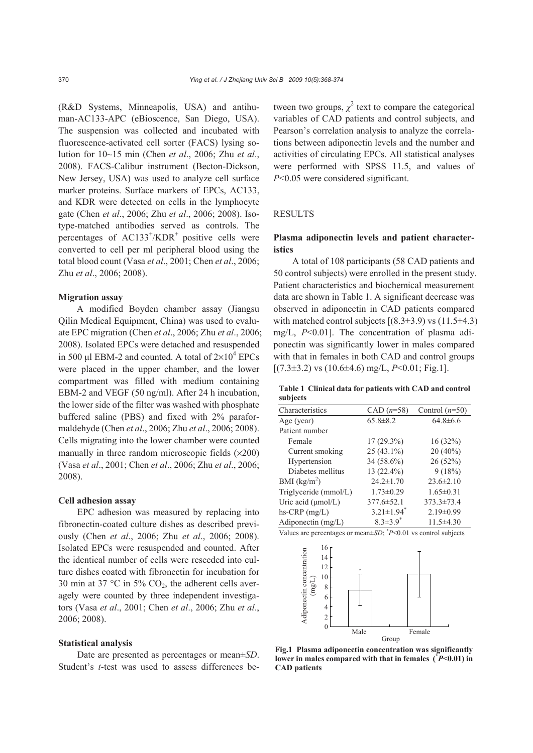(R&D Systems, Minneapolis, USA) and antihuman-AC133-APC (eBioscence, San Diego, USA). The suspension was collected and incubated with fluorescence-activated cell sorter (FACS) lysing solution for 10~15 min (Chen *et al*., 2006; Zhu *et al*., 2008). FACS-Calibur instrument (Becton-Dickson, New Jersey, USA) was used to analyze cell surface marker proteins. Surface markers of EPCs, AC133, and KDR were detected on cells in the lymphocyte gate (Chen *et al*., 2006; Zhu *et al*., 2006; 2008). Isotype-matched antibodies served as controls. The percentages of $AC133^+/KDR^+$ positive cells were converted to cell per ml peripheral blood using the total blood count (Vasa *et al*., 2001; Chen *et al*., 2006; Zhu *et al*., 2006; 2008).

### Migration assay

A modified Boyden chamber assay (Jiangsu Qilin Medical Equipment, China) was used to evaluate EPC migration (Chen *et al*., 2006; Zhu *et al*., 2006; 2008). Isolated EPCs were detached and resuspended in 500 μl EBM-2 and counted. A total of $2\times10^4$ EPCs were placed in the upper chamber, and the lower compartment was filled with medium containing EBM-2 and VEGF (50 ng/ml). After 24 h incubation, the lower side of the filter was washed with phosphate buffered saline (PBS) and fixed with 2% paraformaldehyde (Chen *et al*., 2006; Zhu *et al*., 2006; 2008). Cells migrating into the lower chamber were counted manually in three random microscopic fields (×200) (Vasa *et al*., 2001; Chen *et al*., 2006; Zhu *et al*., 2006; 2008).

### Cell adhesion assay

EPC adhesion was measured by replacing into fibronectin-coated culture dishes as described previously (Chen *et al*., 2006; Zhu *et al*., 2006; 2008). Isolated EPCs were resuspended and counted. After the identical number of cells were reseeded into culture dishes coated with fibronectin for incubation for 30 min at 37 °C in 5% $CO_2$, the adherent cells averagely were counted by three independent investigators (Vasa *et al*., 2001; Chen *et al*., 2006; Zhu *et al*., 2006; 2008).

### Statistical analysis

Date are presented as percentages or mean±*SD*. Student's *t*-test was used to assess differences between two groups, $\chi^2$ text to compare the categorical variables of CAD patients and control subjects, and Pearson's correlation analysis to analyze the correlations between adiponectin levels and the number and activities of circulating EPCs. All statistical analyses were performed with SPSS 11.5, and values of $P<0.05$ were considered significant.

## RESULTS

### Plasma adiponectin levels and patient characteristics

A total of 108 participants (58 CAD patients and 50 control subjects) were enrolled in the present study. Patient characteristics and biochemical measurement data are shown in Table 1. A significant decrease was observed in adiponectin in CAD patients compared with matched control subjects [(8.3±3.9) vs (11.5±4.3) mg/L, $P<0.01$]. The concentration of plasma adiponectin was significantly lower in males compared with that in females in both CAD and control groups [(7.3±3.2) vs (10.6±4.6) mg/L, $P<0.01$; Fig.1].

**Table 1 Clinical data for patients with CAD and control subjects**

| Characteristics | CAD ($n$=58) | Control ($n$=50) |
|---|---|---|
| Age (year) | 65.8±8.2 | 64.8±6.6 |
| Patient number | | |
| Female | 17 (29.3%) | 16 (32%) |
| Current smoking | 25 (43.1%) | 20 (40%) |
| Hypertension | 34 (58.6%) | 26 (52%) |
| Diabetes mellitus | 13 (22.4%) | 9 (18%) |
| BMI (kg/m$^2$) | 24.2±1.70 | 23.6±2.10 |
| Triglyceride (mmol/L) | 1.73±0.29 | 1.65±0.31 |
| Uric acid (μmol/L) | 377.6±52.1 | 373.3±73.4 |
| hs-CRP (mg/L) | 3.21±1.94* | 2.19±0.99 |
| Adiponectin (mg/L) | 8.3±3.9* | 11.5±4.30 |

Values are percentages or mean±*SD*; *$P<0.01$ vs control subjects

**Fig.1 Plasma adiponectin concentration was significantly lower in males compared with that in females (*$P<0.01$) in CAD patients**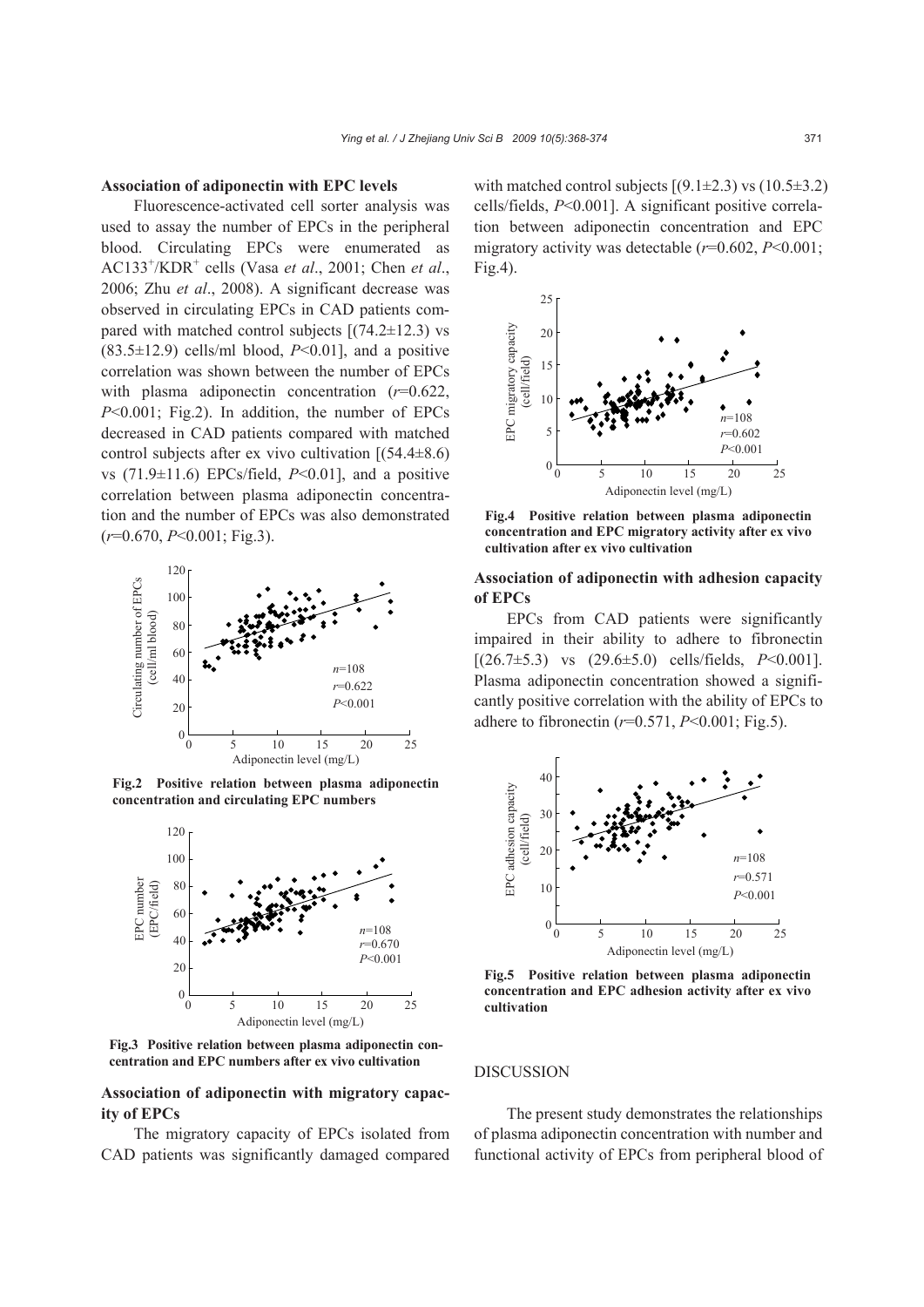### Association of adiponectin with EPC levels

Fluorescence-activated cell sorter analysis was used to assay the number of EPCs in the peripheral blood. Circulating EPCs were enumerated as $AC133^+/KDR^+$ cells (Vasa *et al*., 2001; Chen *et al*., 2006; Zhu *et al*., 2008). A significant decrease was observed in circulating EPCs in CAD patients compared with matched control subjects [(74.2±12.3) vs (83.5±12.9) cells/ml blood, $P<0.01$], and a positive correlation was shown between the number of EPCs with plasma adiponectin concentration ($r=0.622$, $P<0.001$; Fig.2). In addition, the number of EPCs decreased in CAD patients compared with matched control subjects after ex vivo cultivation [(54.4±8.6) vs (71.9±11.6) EPCs/field, $P<0.01$], and a positive correlation between plasma adiponectin concentration and the number of EPCs was also demonstrated ($r=0.670$, $P<0.001$; Fig.3).

**Fig.2 Positive relation between plasma adiponectin concentration and circulating EPC numbers**

**Fig.3 Positive relation between plasma adiponectin concentration and EPC numbers after ex vivo cultivation**

### Association of adiponectin with migratory capacity of EPCs

The migratory capacity of EPCs isolated from CAD patients was significantly damaged compared with matched control subjects [(9.1±2.3) vs (10.5±3.2) cells/fields, $P<0.001$]. A significant positive correlation between adiponectin concentration and EPC migratory activity was detectable ($r=0.602$, $P<0.001$; Fig.4).

**Fig.4 Positive relation between plasma adiponectin concentration and EPC migratory activity after ex vivo cultivation after ex vivo cultivation**

### Association of adiponectin with adhesion capacity of EPCs

EPCs from CAD patients were significantly impaired in their ability to adhere to fibronectin [(26.7±5.3) vs (29.6±5.0) cells/fields, $P<0.001$]. Plasma adiponectin concentration showed a significantly positive correlation with the ability of EPCs to adhere to fibronectin ($r=0.571$, $P<0.001$; Fig.5).

**Fig.5 Positive relation between plasma adiponectin concentration and EPC adhesion activity after ex vivo cultivation**

## DISCUSSION

The present study demonstrates the relationships of plasma adiponectin concentration with number and functional activity of EPCs from peripheral blood of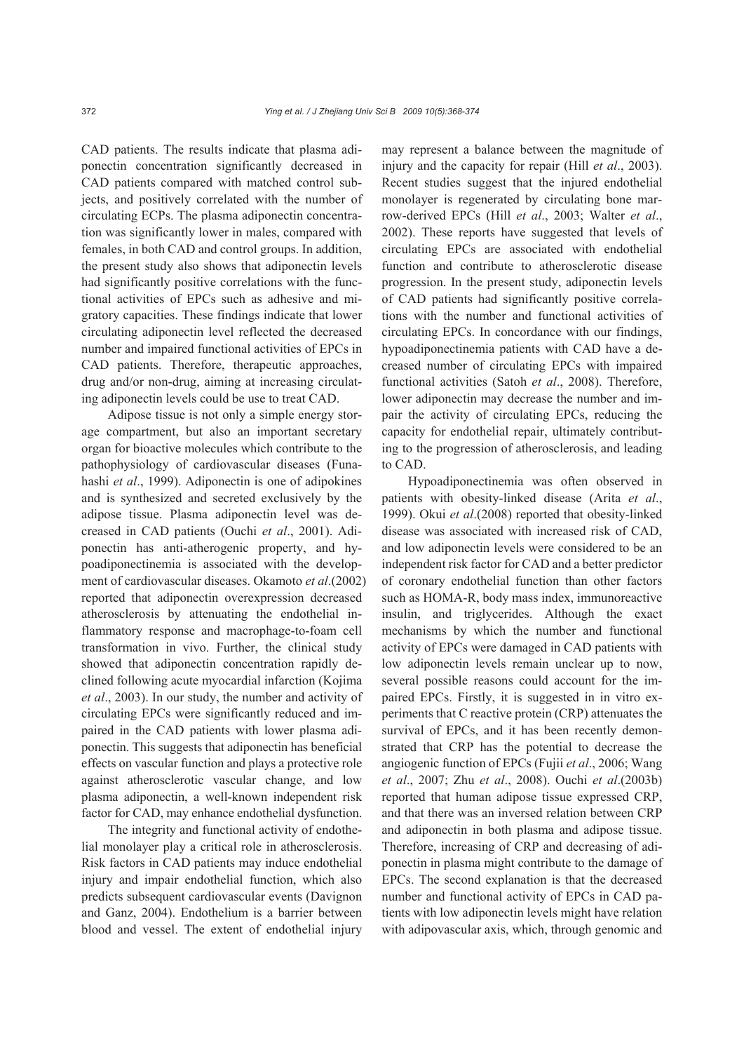CAD patients. The results indicate that plasma adiponectin concentration significantly decreased in CAD patients compared with matched control subjects, and positively correlated with the number of circulating ECPs. The plasma adiponectin concentration was significantly lower in males, compared with females, in both CAD and control groups. In addition, the present study also shows that adiponectin levels had significantly positive correlations with the functional activities of EPCs such as adhesive and migratory capacities. These findings indicate that lower circulating adiponectin level reflected the decreased number and impaired functional activities of EPCs in CAD patients. Therefore, therapeutic approaches, drug and/or non-drug, aiming at increasing circulating adiponectin levels could be use to treat CAD.

Adipose tissue is not only a simple energy storage compartment, but also an important secretary organ for bioactive molecules which contribute to the pathophysiology of cardiovascular diseases (Funahashi *et al*., 1999). Adiponectin is one of adipokines and is synthesized and secreted exclusively by the adipose tissue. Plasma adiponectin level was decreased in CAD patients (Ouchi *et al*., 2001). Adiponectin has anti-atherogenic property, and hypoadiponectinemia is associated with the development of cardiovascular diseases. Okamoto *et al*.(2002) reported that adiponectin overexpression decreased atherosclerosis by attenuating the endothelial inflammatory response and macrophage-to-foam cell transformation in vivo. Further, the clinical study showed that adiponectin concentration rapidly declined following acute myocardial infarction (Kojima *et al*., 2003). In our study, the number and activity of circulating EPCs were significantly reduced and impaired in the CAD patients with lower plasma adiponectin. This suggests that adiponectin has beneficial effects on vascular function and plays a protective role against atherosclerotic vascular change, and low plasma adiponectin, a well-known independent risk factor for CAD, may enhance endothelial dysfunction.

The integrity and functional activity of endothelial monolayer play a critical role in atherosclerosis. Risk factors in CAD patients may induce endothelial injury and impair endothelial function, which also predicts subsequent cardiovascular events (Davignon and Ganz, 2004). Endothelium is a barrier between blood and vessel. The extent of endothelial injury may represent a balance between the magnitude of injury and the capacity for repair (Hill *et al*., 2003). Recent studies suggest that the injured endothelial monolayer is regenerated by circulating bone marrow-derived EPCs (Hill *et al*., 2003; Walter *et al*., 2002). These reports have suggested that levels of circulating EPCs are associated with endothelial function and contribute to atherosclerotic disease progression. In the present study, adiponectin levels of CAD patients had significantly positive correlations with the number and functional activities of circulating EPCs. In concordance with our findings, hypoadiponectinemia patients with CAD have a decreased number of circulating EPCs with impaired functional activities (Satoh *et al*., 2008). Therefore, lower adiponectin may decrease the number and impair the activity of circulating EPCs, reducing the capacity for endothelial repair, ultimately contributing to the progression of atherosclerosis, and leading to CAD.

Hypoadiponectinemia was often observed in patients with obesity-linked disease (Arita *et al*., 1999). Okui *et al*.(2008) reported that obesity-linked disease was associated with increased risk of CAD, and low adiponectin levels were considered to be an independent risk factor for CAD and a better predictor of coronary endothelial function than other factors such as HOMA-R, body mass index, immunoreactive insulin, and triglycerides. Although the exact mechanisms by which the number and functional activity of EPCs were damaged in CAD patients with low adiponectin levels remain unclear up to now, several possible reasons could account for the impaired EPCs. Firstly, it is suggested in in vitro experiments that C reactive protein (CRP) attenuates the survival of EPCs, and it has been recently demonstrated that CRP has the potential to decrease the angiogenic function of EPCs (Fujii *et al*., 2006; Wang *et al*., 2007; Zhu *et al*., 2008). Ouchi *et al*.(2003b) reported that human adipose tissue expressed CRP, and that there was an inversed relation between CRP and adiponectin in both plasma and adipose tissue. Therefore, increasing of CRP and decreasing of adiponectin in plasma might contribute to the damage of EPCs. The second explanation is that the decreased number and functional activity of EPCs in CAD patients with low adiponectin levels might have relation with adipovascular axis, which, through genomic and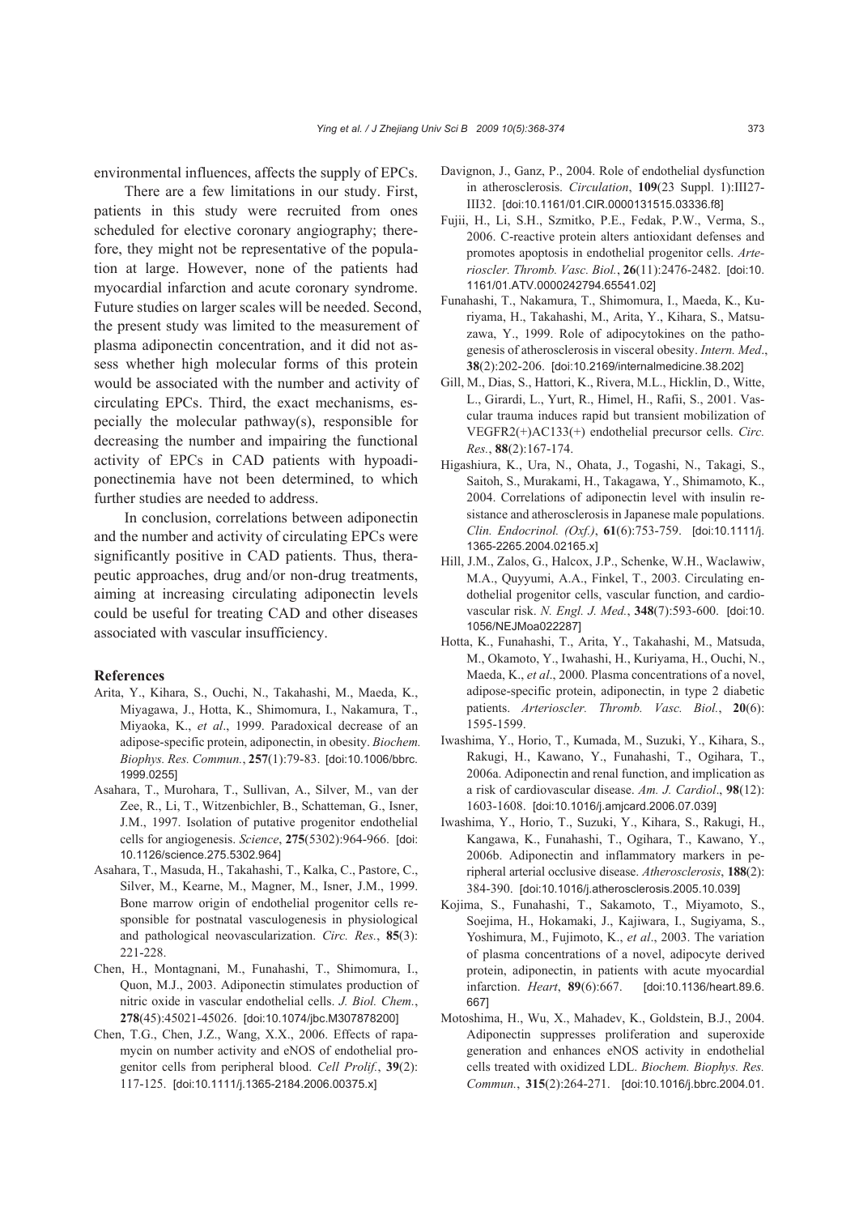environmental influences, affects the supply of EPCs.

There are a few limitations in our study. First, patients in this study were recruited from ones scheduled for elective coronary angiography; therefore, they might not be representative of the population at large. However, none of the patients had myocardial infarction and acute coronary syndrome. Future studies on larger scales will be needed. Second, the present study was limited to the measurement of plasma adiponectin concentration, and it did not assess whether high molecular forms of this protein would be associated with the number and activity of circulating EPCs. Third, the exact mechanisms, especially the molecular pathway(s), responsible for decreasing the number and impairing the functional activity of EPCs in CAD patients with hypoadiponectinemia have not been determined, to which further studies are needed to address.

In conclusion, correlations between adiponectin and the number and activity of circulating EPCs were significantly positive in CAD patients. Thus, therapeutic approaches, drug and/or non-drug treatments, aiming at increasing circulating adiponectin levels could be useful for treating CAD and other diseases associated with vascular insufficiency.

## References

Arita, Y., Kihara, S., Ouchi, N., Takahashi, M., Maeda, K., Miyagawa, J., Hotta, K., Shimomura, I., Nakamura, T., Miyaoka, K., *et al*., 1999. Paradoxical decrease of an adipose-specific protein, adiponectin, in obesity. *Biochem. Biophys. Res. Commun.*, **257**(1):79-83. [doi:10.1006/bbrc.1999.0255]

Asahara, T., Murohara, T., Sullivan, A., Silver, M., van der Zee, R., Li, T., Witzenbichler, B., Schatteman, G., Isner, J.M., 1997. Isolation of putative progenitor endothelial cells for angiogenesis. *Science*, **275**(5302):964-966. [doi:10.1126/science.275.5302.964]

Asahara, T., Masuda, H., Takahashi, T., Kalka, C., Pastore, C., Silver, M., Kearne, M., Magner, M., Isner, J.M., 1999. Bone marrow origin of endothelial progenitor cells responsible for postnatal vasculogenesis in physiological and pathological neovascularization. *Circ. Res.*, **85**(3): 221-228.

Chen, H., Montagnani, M., Funahashi, T., Shimomura, I., Quon, M.J., 2003. Adiponectin stimulates production of nitric oxide in vascular endothelial cells. *J. Biol. Chem.*, **278**(45):45021-45026. [doi:10.1074/jbc.M307878200]

Chen, T.G., Chen, J.Z., Wang, X.X., 2006. Effects of rapamycin on number activity and eNOS of endothelial progenitor cells from peripheral blood. *Cell Prolif.*, **39**(2): 117-125. [doi:10.1111/j.1365-2184.2006.00375.x]

Davignon, J., Ganz, P., 2004. Role of endothelial dysfunction in atherosclerosis. *Circulation*, **109**(23 Suppl. 1):III27-III32. [doi:10.1161/01.CIR.0000131515.03336.f8]

Fujii, H., Li, S.H., Szmitko, P.E., Fedak, P.W., Verma, S., 2006. C-reactive protein alters antioxidant defenses and promotes apoptosis in endothelial progenitor cells. *Arterioscler. Thromb. Vasc. Biol.*, **26**(11):2476-2482. [doi:10.1161/01.ATV.0000242794.65541.02]

Funahashi, T., Nakamura, T., Shimomura, I., Maeda, K., Kuriyama, H., Takahashi, M., Arita, Y., Kihara, S., Matsuzawa, Y., 1999. Role of adipocytokines on the pathogenesis of atherosclerosis in visceral obesity. *Intern. Med.*, **38**(2):202-206. [doi:10.2169/internalmedicine.38.202]

Gill, M., Dias, S., Hattori, K., Rivera, M.L., Hicklin, D., Witte, L., Girardi, L., Yurt, R., Himel, H., Rafii, S., 2001. Vascular trauma induces rapid but transient mobilization of VEGFR2(+)AC133(+) endothelial precursor cells. *Circ. Res.*, **88**(2):167-174.

Higashiura, K., Ura, N., Ohata, J., Togashi, N., Takagi, S., Saitoh, S., Murakami, H., Takagawa, Y., Shimamoto, K., 2004. Correlations of adiponectin level with insulin resistance and atherosclerosis in Japanese male populations. *Clin. Endocrinol. (Oxf.)*, **61**(6):753-759. [doi:10.1111/j.1365-2265.2004.02165.x]

Hill, J.M., Zalos, G., Halcox, J.P., Schenke, W.H., Waclawiw, M.A., Quyyumi, A.A., Finkel, T., 2003. Circulating endothelial progenitor cells, vascular function, and cardiovascular risk. *N. Engl. J. Med.*, **348**(7):593-600. [doi:10.1056/NEJMoa022287]

Hotta, K., Funahashi, T., Arita, Y., Takahashi, M., Matsuda, M., Okamoto, Y., Iwahashi, H., Kuriyama, H., Ouchi, N., Maeda, K., *et al*., 2000. Plasma concentrations of a novel, adipose-specific protein, adiponectin, in type 2 diabetic patients. *Arterioscler. Thromb. Vasc. Biol.*, **20**(6): 1595-1599.

Iwashima, Y., Horio, T., Kumada, M., Suzuki, Y., Kihara, S., Rakugi, H., Kawano, Y., Funahashi, T., Ogihara, T., 2006a. Adiponectin and renal function, and implication as a risk of cardiovascular disease. *Am. J. Cardiol.*, **98**(12): 1603-1608. [doi:10.1016/j.amjcard.2006.07.039]

Iwashima, Y., Horio, T., Suzuki, Y., Kihara, S., Rakugi, H., Kangawa, K., Funahashi, T., Ogihara, T., Kawano, Y., 2006b. Adiponectin and inflammatory markers in peripheral arterial occlusive disease. *Atherosclerosis*, **188**(2): 384-390. [doi:10.1016/j.atherosclerosis.2005.10.039]

Kojima, S., Funahashi, T., Sakamoto, T., Miyamoto, S., Soejima, H., Hokamaki, J., Kajiwara, I., Sugiyama, S., Yoshimura, M., Fujimoto, K., *et al*., 2003. The variation of plasma concentrations of a novel, adipocyte derived protein, adiponectin, in patients with acute myocardial infarction. *Heart*, **89**(6):667. [doi:10.1136/heart.89.6.667]

Motoshima, H., Wu, X., Mahadev, K., Goldstein, B.J., 2004. Adiponectin suppresses proliferation and superoxide generation and enhances eNOS activity in endothelial cells treated with oxidized LDL. *Biochem. Biophys. Res. Commun.*, **315**(2):264-271. [doi:10.1016/j.bbrc.2004.01.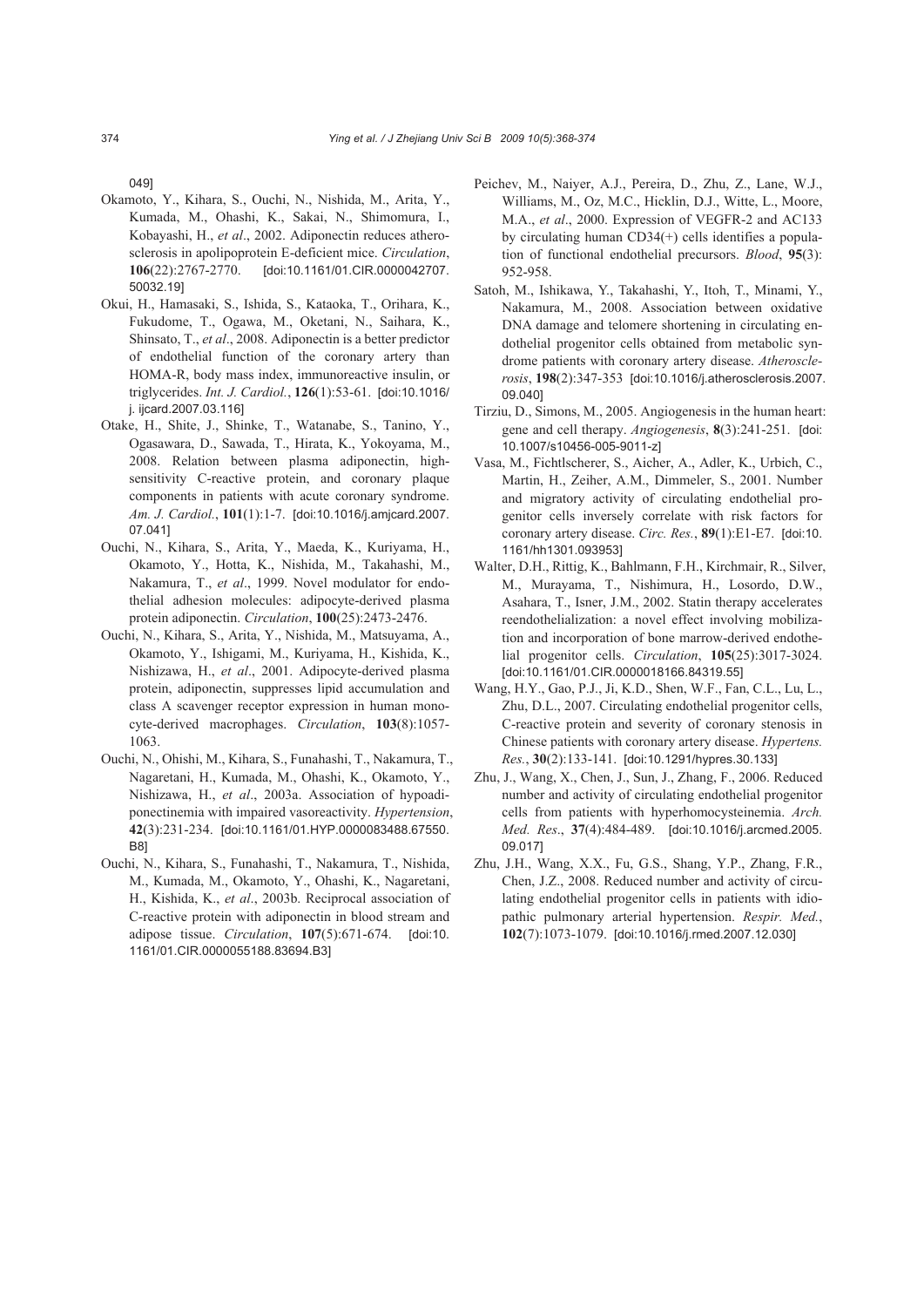049]

Okamoto, Y., Kihara, S., Ouchi, N., Nishida, M., Arita, Y., Kumada, M., Ohashi, K., Sakai, N., Shimomura, I., Kobayashi, H., *et al*., 2002. Adiponectin reduces atherosclerosis in apolipoprotein E-deficient mice. *Circulation*, **106**(22):2767-2770. [doi:10.1161/01.CIR.0000042707.50032.19]

Okui, H., Hamasaki, S., Ishida, S., Kataoka, T., Orihara, K., Fukudome, T., Ogawa, M., Oketani, N., Saihara, K., Shinsato, T., *et al*., 2008. Adiponectin is a better predictor of endothelial function of the coronary artery than HOMA-R, body mass index, immunoreactive insulin, or triglycerides. *Int. J. Cardiol.*, **126**(1):53-61. [doi:10.1016/j.ijcard.2007.03.116]

Otake, H., Shite, J., Shinke, T., Watanabe, S., Tanino, Y., Ogasawara, D., Sawada, T., Hirata, K., Yokoyama, M., 2008. Relation between plasma adiponectin, high-sensitivity C-reactive protein, and coronary plaque components in patients with acute coronary syndrome. *Am. J. Cardiol.*, **101**(1):1-7. [doi:10.1016/j.amjcard.2007.07.041]

Ouchi, N., Kihara, S., Arita, Y., Maeda, K., Kuriyama, H., Okamoto, Y., Hotta, K., Nishida, M., Takahashi, M., Nakamura, T., *et al*., 1999. Novel modulator for endothelial adhesion molecules: adipocyte-derived plasma protein adiponectin. *Circulation*, **100**(25):2473-2476.

Ouchi, N., Kihara, S., Arita, Y., Nishida, M., Matsuyama, A., Okamoto, Y., Ishigami, M., Kuriyama, H., Kishida, K., Nishizawa, H., *et al*., 2001. Adipocyte-derived plasma protein, adiponectin, suppresses lipid accumulation and class A scavenger receptor expression in human monocyte-derived macrophages. *Circulation*, **103**(8):1057-1063.

Ouchi, N., Ohishi, M., Kihara, S., Funahashi, T., Nakamura, T., Nagaretani, H., Kumada, M., Ohashi, K., Okamoto, Y., Nishizawa, H., *et al*., 2003a. Association of hypoadiponectinemia with impaired vasoreactivity. *Hypertension*, **42**(3):231-234. [doi:10.1161/01.HYP.0000083488.67550.B8]

Ouchi, N., Kihara, S., Funahashi, T., Nakamura, T., Nishida, M., Kumada, M., Okamoto, Y., Ohashi, K., Nagaretani, H., Kishida, K., *et al*., 2003b. Reciprocal association of C-reactive protein with adiponectin in blood stream and adipose tissue. *Circulation*, **107**(5):671-674. [doi:10.1161/01.CIR.0000055188.83694.B3]

Peichev, M., Naiyer, A.J., Pereira, D., Zhu, Z., Lane, W.J., Williams, M., Oz, M.C., Hicklin, D.J., Witte, L., Moore, M.A., *et al*., 2000. Expression of VEGFR-2 and AC133 by circulating human CD34(+) cells identifies a population of functional endothelial precursors. *Blood*, **95**(3):952-958.

Satoh, M., Ishikawa, Y., Takahashi, Y., Itoh, T., Minami, Y., Nakamura, M., 2008. Association between oxidative DNA damage and telomere shortening in circulating endothelial progenitor cells obtained from metabolic syndrome patients with coronary artery disease. *Atherosclerosis*, **198**(2):347-353 [doi:10.1016/j.atherosclerosis.2007.09.040]

Tirziu, D., Simons, M., 2005. Angiogenesis in the human heart: gene and cell therapy. *Angiogenesis*, **8**(3):241-251. [doi:10.1007/s10456-005-9011-z]

Vasa, M., Fichtlscherer, S., Aicher, A., Adler, K., Urbich, C., Martin, H., Zeiher, A.M., Dimmeler, S., 2001. Number and migratory activity of circulating endothelial progenitor cells inversely correlate with risk factors for coronary artery disease. *Circ. Res.*, **89**(1):E1-E7. [doi:10.1161/hh1301.093953]

Walter, D.H., Rittig, K., Bahlmann, F.H., Kirchmair, R., Silver, M., Murayama, T., Nishimura, H., Losordo, D.W., Asahara, T., Isner, J.M., 2002. Statin therapy accelerates reendothelialization: a novel effect involving mobilization and incorporation of bone marrow-derived endothelial progenitor cells. *Circulation*, **105**(25):3017-3024. [doi:10.1161/01.CIR.0000018166.84319.55]

Wang, H.Y., Gao, P.J., Ji, K.D., Shen, W.F., Fan, C.L., Lu, L., Zhu, D.L., 2007. Circulating endothelial progenitor cells, C-reactive protein and severity of coronary stenosis in Chinese patients with coronary artery disease. *Hypertens. Res.*, **30**(2):133-141. [doi:10.1291/hypres.30.133]

Zhu, J., Wang, X., Chen, J., Sun, J., Zhang, F., 2006. Reduced number and activity of circulating endothelial progenitor cells from patients with hyperhomocysteinemia. *Arch. Med. Res*., **37**(4):484-489. [doi:10.1016/j.arcmed.2005.09.017]

Zhu, J.H., Wang, X.X., Fu, G.S., Shang, Y.P., Zhang, F.R., Chen, J.Z., 2008. Reduced number and activity of circulating endothelial progenitor cells in patients with idiopathic pulmonary arterial hypertension. *Respir. Med.*, **102**(7):1073-1079. [doi:10.1016/j.rmed.2007.12.030]